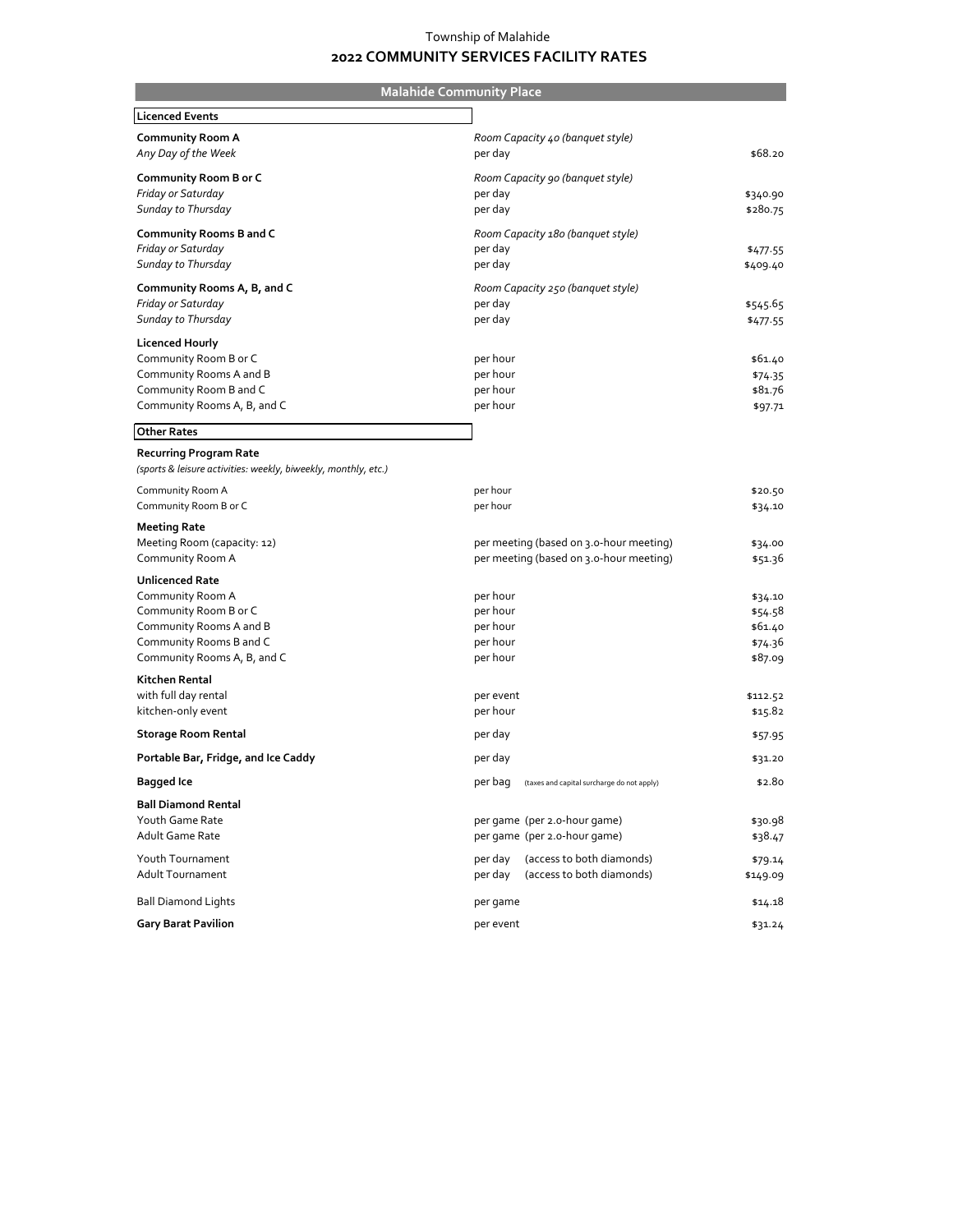Township of Malahide

# 2022 COMMUNITY SERVICES FACILITY RATES

## Malahide Community Place

### Licenced Events

| | | |
|---|---|---|
| **Community Room A** | *Room Capacity 40 (banquet style)* | |
| *Any Day of the Week* | per day | $68.20 |
| **Community Room B or C** | *Room Capacity 90 (banquet style)* | |
| *Friday or Saturday* | per day | $340.90 |
| *Sunday to Thursday* | per day | $280.75 |
| **Community Rooms B and C** | *Room Capacity 180 (banquet style)* | |
| *Friday or Saturday* | per day | $477.55 |
| *Sunday to Thursday* | per day | $409.40 |
| **Community Rooms A, B, and C** | *Room Capacity 250 (banquet style)* | |
| *Friday or Saturday* | per day | $545.65 |
| *Sunday to Thursday* | per day | $477.55 |
| **Licenced Hourly** | | |
| Community Room B or C | per hour | $61.40 |
| Community Rooms A and B | per hour | $74.35 |
| Community Room B and C | per hour | $81.76 |
| Community Rooms A, B, and C | per hour | $97.71 |

### Other Rates

| | | |
|---|---|---|
| **Recurring Program Rate** *(sports & leisure activities: weekly, biweekly, monthly, etc.)* | | |
| Community Room A | per hour | $20.50 |
| Community Room B or C | per hour | $34.10 |
| **Meeting Rate** | | |
| Meeting Room (capacity: 12) | per meeting (based on 3.0-hour meeting) | $34.00 |
| Community Room A | per meeting (based on 3.0-hour meeting) | $51.36 |
| **Unlicenced Rate** | | |
| Community Room A | per hour | $34.10 |
| Community Room B or C | per hour | $54.58 |
| Community Rooms A and B | per hour | $61.40 |
| Community Rooms B and C | per hour | $74.36 |
| Community Rooms A, B, and C | per hour | $87.09 |
| **Kitchen Rental** | | |
| with full day rental | per event | $112.52 |
| kitchen-only event | per hour | $15.82 |
| **Storage Room Rental** | per day | $57.95 |
| **Portable Bar, Fridge, and Ice Caddy** | per day | $31.20 |
| **Bagged Ice** | per bag (taxes and capital surcharge do not apply) | $2.80 |
| **Ball Diamond Rental** | | |
| Youth Game Rate | per game (per 2.0-hour game) | $30.98 |
| Adult Game Rate | per game (per 2.0-hour game) | $38.47 |
| Youth Tournament | per day (access to both diamonds) | $79.14 |
| Adult Tournament | per day (access to both diamonds) | $149.09 |
| Ball Diamond Lights | per game | $14.18 |
| **Gary Barat Pavilion** | per event | $31.24 |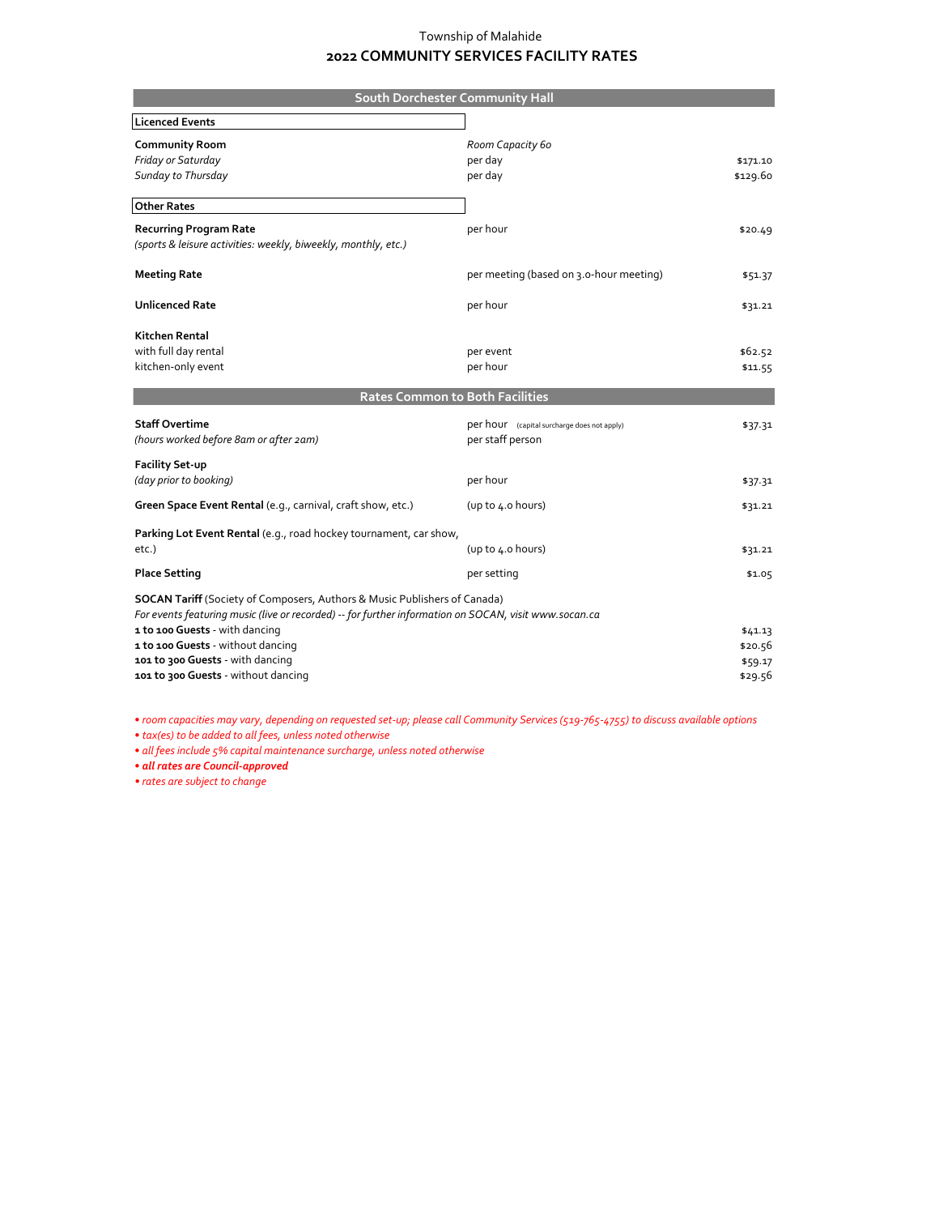Township of Malahide

# 2022 COMMUNITY SERVICES FACILITY RATES

## South Dorchester Community Hall

| | | |
|---|---|---|
| **Licenced Events** | | |
| **Community Room** | *Room Capacity 60* | |
| *Friday or Saturday* | per day | $171.10 |
| *Sunday to Thursday* | per day | $129.60 |
| **Other Rates** | | |
| **Recurring Program Rate** *(sports & leisure activities: weekly, biweekly, monthly, etc.)* | per hour | $20.49 |
| **Meeting Rate** | per meeting (based on 3.0-hour meeting) | $51.37 |
| **Unlicenced Rate** | per hour | $31.21 |
| **Kitchen Rental** | | |
| with full day rental | per event | $62.52 |
| kitchen-only event | per hour | $11.55 |

## Rates Common to Both Facilities

| | | |
|---|---|---|
| **Staff Overtime** *(hours worked before 8am or after 2am)* | per hour (capital surcharge does not apply) per staff person | $37.31 |
| **Facility Set-up** *(day prior to booking)* | per hour | $37.31 |
| **Green Space Event Rental** (e.g., carnival, craft show, etc.) | (up to 4.0 hours) | $31.21 |
| **Parking Lot Event Rental** (e.g., road hockey tournament, car show, etc.) | (up to 4.0 hours) | $31.21 |
| **Place Setting** | per setting | $1.05 |
| **SOCAN Tariff** (Society of Composers, Authors & Music Publishers of Canada) *For events featuring music (live or recorded) -- for further information on SOCAN, visit www.socan.ca* | | |
| **1 to 100 Guests** - with dancing | | $41.13 |
| **1 to 100 Guests** - without dancing | | $20.56 |
| **101 to 300 Guests** - with dancing | | $59.17 |
| **101 to 300 Guests** - without dancing | | $29.56 |

- *room capacities may vary, depending on requested set-up; please call Community Services (519-765-4755) to discuss available options*
- *tax(es) to be added to all fees, unless noted otherwise*
- *all fees include 5% capital maintenance surcharge, unless noted otherwise*
- ***all rates are Council-approved***
- *rates are subject to change*